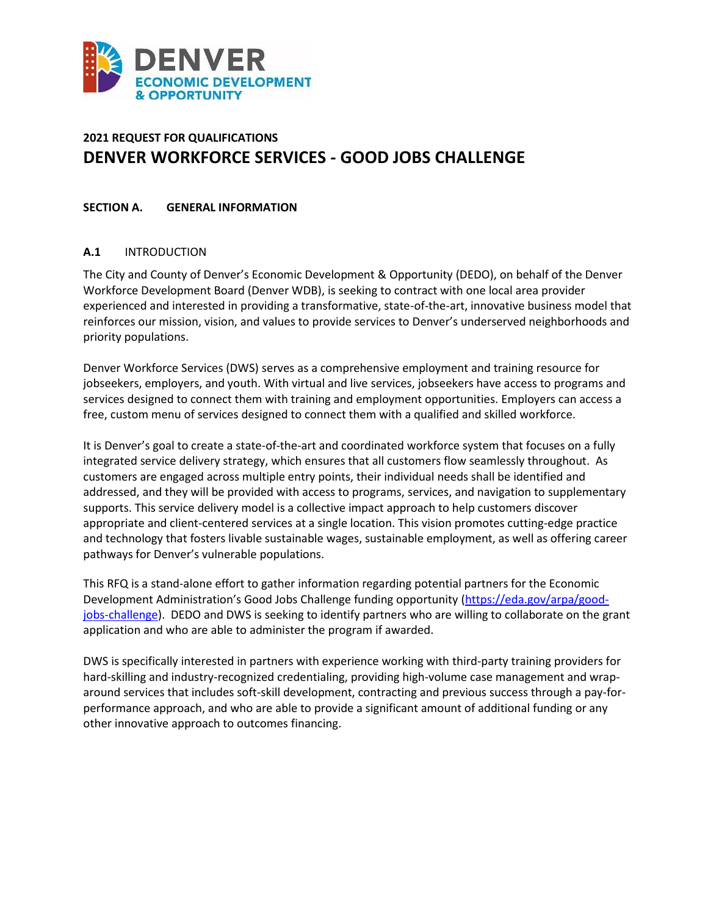DENVER ECONOMIC DEVELOPMENT & OPPORTUNITY

**2021 REQUEST FOR QUALIFICATIONS**

# DENVER WORKFORCE SERVICES - GOOD JOBS CHALLENGE

## SECTION A. GENERAL INFORMATION

### A.1 INTRODUCTION

The City and County of Denver's Economic Development & Opportunity (DEDO), on behalf of the Denver Workforce Development Board (Denver WDB), is seeking to contract with one local area provider experienced and interested in providing a transformative, state-of-the-art, innovative business model that reinforces our mission, vision, and values to provide services to Denver's underserved neighborhoods and priority populations.

Denver Workforce Services (DWS) serves as a comprehensive employment and training resource for jobseekers, employers, and youth. With virtual and live services, jobseekers have access to programs and services designed to connect them with training and employment opportunities. Employers can access a free, custom menu of services designed to connect them with a qualified and skilled workforce.

It is Denver's goal to create a state-of-the-art and coordinated workforce system that focuses on a fully integrated service delivery strategy, which ensures that all customers flow seamlessly throughout. As customers are engaged across multiple entry points, their individual needs shall be identified and addressed, and they will be provided with access to programs, services, and navigation to supplementary supports. This service delivery model is a collective impact approach to help customers discover appropriate and client-centered services at a single location. This vision promotes cutting-edge practice and technology that fosters livable sustainable wages, sustainable employment, as well as offering career pathways for Denver's vulnerable populations.

This RFQ is a stand-alone effort to gather information regarding potential partners for the Economic Development Administration's Good Jobs Challenge funding opportunity (https://eda.gov/arpa/good-jobs-challenge). DEDO and DWS is seeking to identify partners who are willing to collaborate on the grant application and who are able to administer the program if awarded.

DWS is specifically interested in partners with experience working with third-party training providers for hard-skilling and industry-recognized credentialing, providing high-volume case management and wrap-around services that includes soft-skill development, contracting and previous success through a pay-for-performance approach, and who are able to provide a significant amount of additional funding or any other innovative approach to outcomes financing.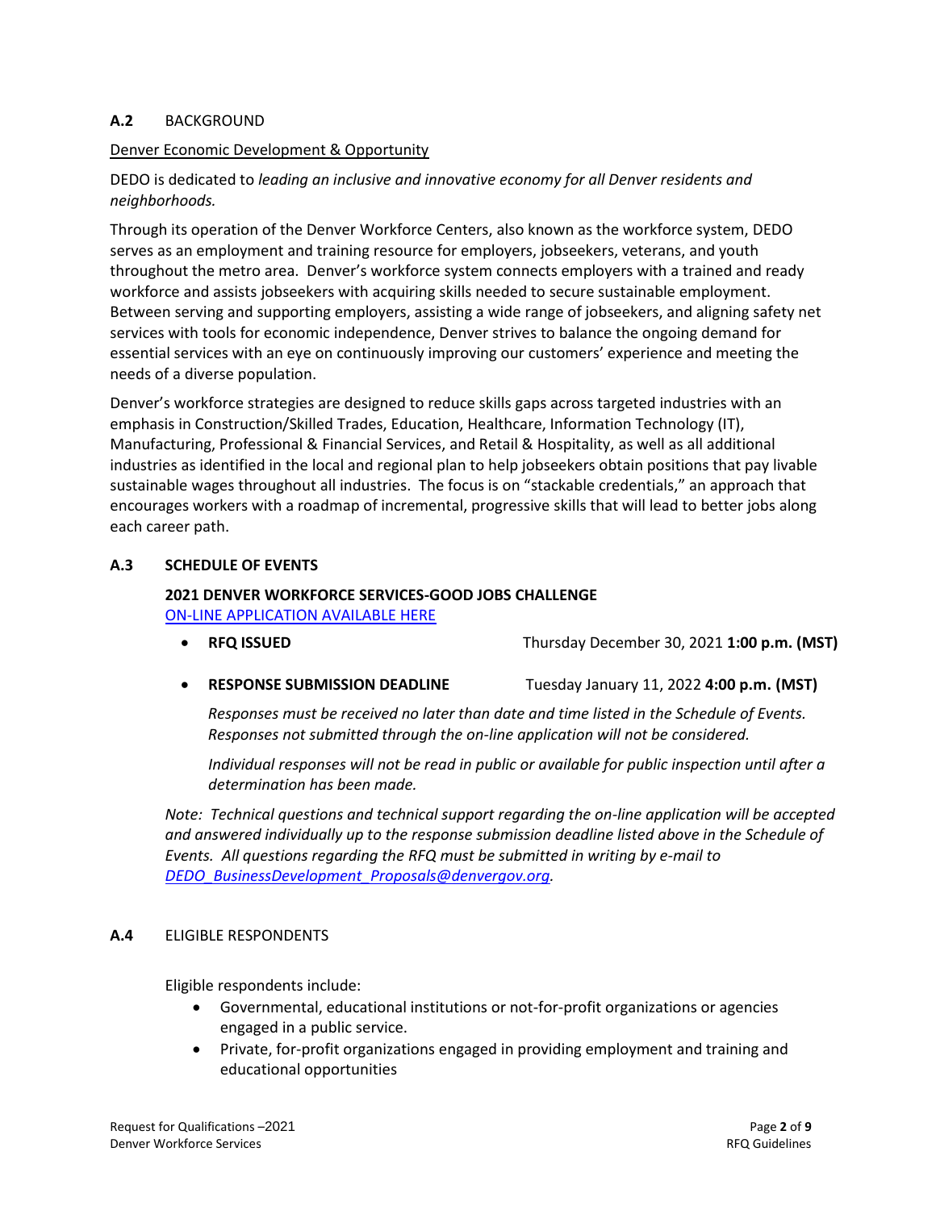## **A.2** BACKGROUND

Denver Economic Development & Opportunity

DEDO is dedicated to *leading an inclusive and innovative economy for all Denver residents and neighborhoods.*

Through its operation of the Denver Workforce Centers, also known as the workforce system, DEDO serves as an employment and training resource for employers, jobseekers, veterans, and youth throughout the metro area. Denver's workforce system connects employers with a trained and ready workforce and assists jobseekers with acquiring skills needed to secure sustainable employment. Between serving and supporting employers, assisting a wide range of jobseekers, and aligning safety net services with tools for economic independence, Denver strives to balance the ongoing demand for essential services with an eye on continuously improving our customers' experience and meeting the needs of a diverse population.

Denver's workforce strategies are designed to reduce skills gaps across targeted industries with an emphasis in Construction/Skilled Trades, Education, Healthcare, Information Technology (IT), Manufacturing, Professional & Financial Services, and Retail & Hospitality, as well as all additional industries as identified in the local and regional plan to help jobseekers obtain positions that pay livable sustainable wages throughout all industries. The focus is on "stackable credentials," an approach that encourages workers with a roadmap of incremental, progressive skills that will lead to better jobs along each career path.

## **A.3 SCHEDULE OF EVENTS**

**2021 DENVER WORKFORCE SERVICES-GOOD JOBS CHALLENGE**

ON-LINE APPLICATION AVAILABLE HERE

- **RFQ ISSUED** Thursday December 30, 2021 **1:00 p.m. (MST)**
- **RESPONSE SUBMISSION DEADLINE** Tuesday January 11, 2022 **4:00 p.m. (MST)**

  *Responses must be received no later than date and time listed in the Schedule of Events. Responses not submitted through the on-line application will not be considered.*

  *Individual responses will not be read in public or available for public inspection until after a determination has been made.*

*Note: Technical questions and technical support regarding the on-line application will be accepted and answered individually up to the response submission deadline listed above in the Schedule of Events. All questions regarding the RFQ must be submitted in writing by e-mail to DEDO_BusinessDevelopment_Proposals@denvergov.org.*

## **A.4** ELIGIBLE RESPONDENTS

Eligible respondents include:

- Governmental, educational institutions or not-for-profit organizations or agencies engaged in a public service.
- Private, for-profit organizations engaged in providing employment and training and educational opportunities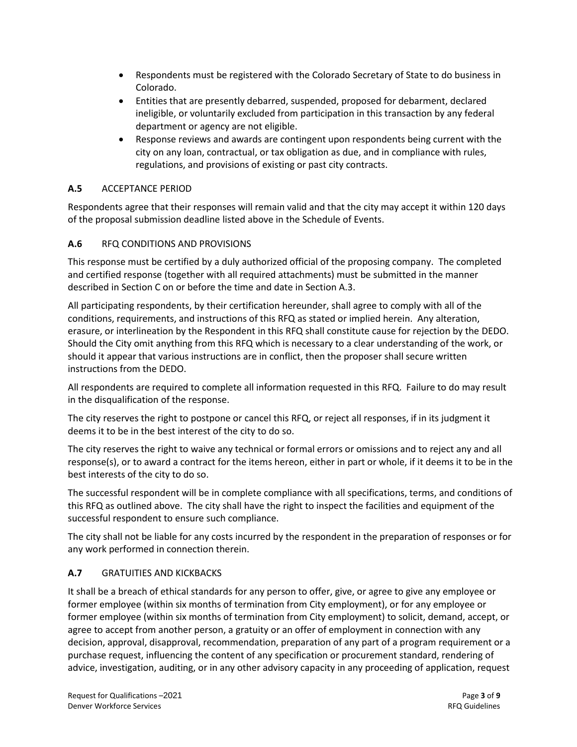- Respondents must be registered with the Colorado Secretary of State to do business in Colorado.
- Entities that are presently debarred, suspended, proposed for debarment, declared ineligible, or voluntarily excluded from participation in this transaction by any federal department or agency are not eligible.
- Response reviews and awards are contingent upon respondents being current with the city on any loan, contractual, or tax obligation as due, and in compliance with rules, regulations, and provisions of existing or past city contracts.

### A.5 ACCEPTANCE PERIOD

Respondents agree that their responses will remain valid and that the city may accept it within 120 days of the proposal submission deadline listed above in the Schedule of Events.

### A.6 RFQ CONDITIONS AND PROVISIONS

This response must be certified by a duly authorized official of the proposing company. The completed and certified response (together with all required attachments) must be submitted in the manner described in Section C on or before the time and date in Section A.3.

All participating respondents, by their certification hereunder, shall agree to comply with all of the conditions, requirements, and instructions of this RFQ as stated or implied herein. Any alteration, erasure, or interlineation by the Respondent in this RFQ shall constitute cause for rejection by the DEDO. Should the City omit anything from this RFQ which is necessary to a clear understanding of the work, or should it appear that various instructions are in conflict, then the proposer shall secure written instructions from the DEDO.

All respondents are required to complete all information requested in this RFQ. Failure to do may result in the disqualification of the response.

The city reserves the right to postpone or cancel this RFQ, or reject all responses, if in its judgment it deems it to be in the best interest of the city to do so.

The city reserves the right to waive any technical or formal errors or omissions and to reject any and all response(s), or to award a contract for the items hereon, either in part or whole, if it deems it to be in the best interests of the city to do so.

The successful respondent will be in complete compliance with all specifications, terms, and conditions of this RFQ as outlined above. The city shall have the right to inspect the facilities and equipment of the successful respondent to ensure such compliance.

The city shall not be liable for any costs incurred by the respondent in the preparation of responses or for any work performed in connection therein.

### A.7 GRATUITIES AND KICKBACKS

It shall be a breach of ethical standards for any person to offer, give, or agree to give any employee or former employee (within six months of termination from City employment), or for any employee or former employee (within six months of termination from City employment) to solicit, demand, accept, or agree to accept from another person, a gratuity or an offer of employment in connection with any decision, approval, disapproval, recommendation, preparation of any part of a program requirement or a purchase request, influencing the content of any specification or procurement standard, rendering of advice, investigation, auditing, or in any other advisory capacity in any proceeding of application, request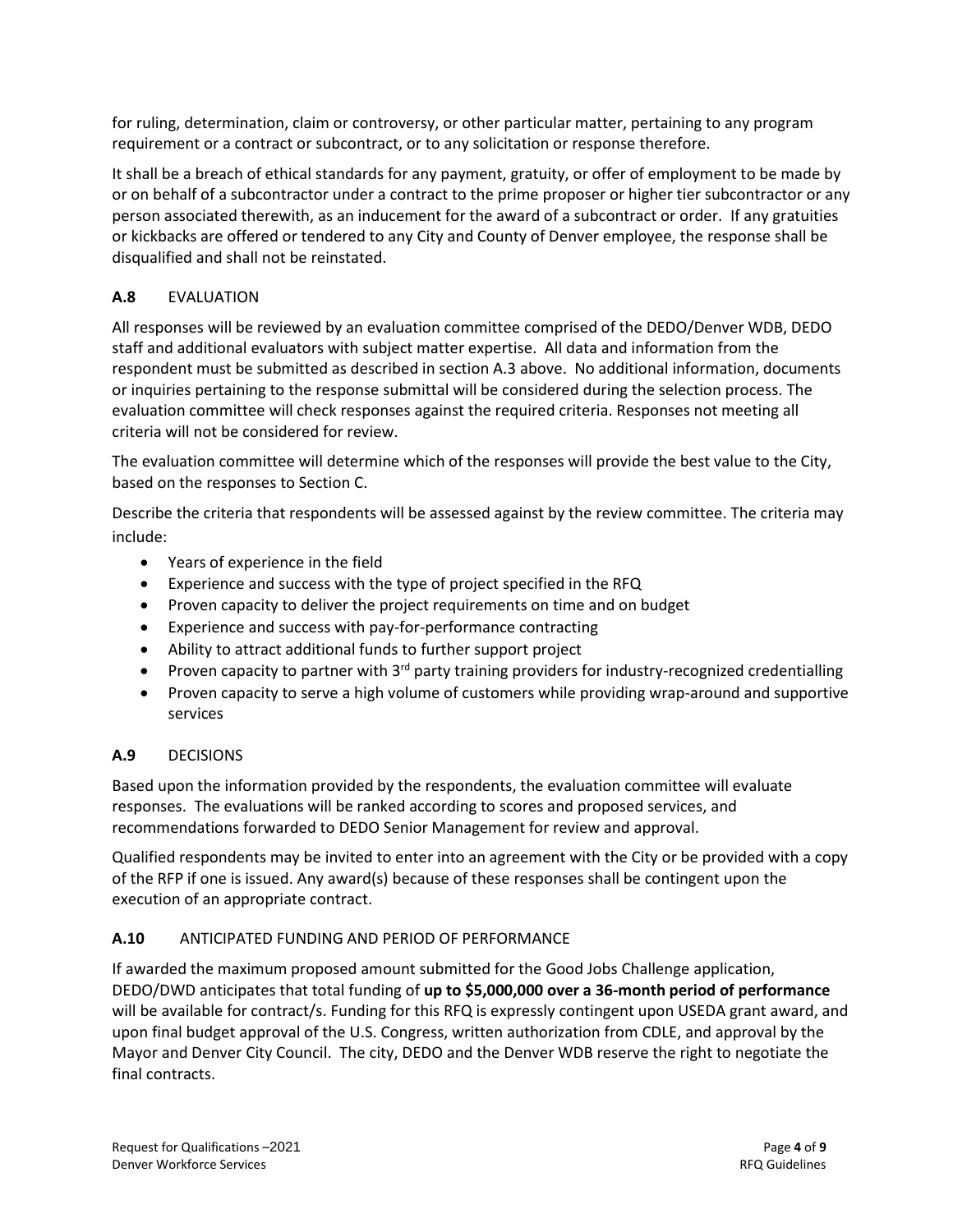for ruling, determination, claim or controversy, or other particular matter, pertaining to any program requirement or a contract or subcontract, or to any solicitation or response therefore.

It shall be a breach of ethical standards for any payment, gratuity, or offer of employment to be made by or on behalf of a subcontractor under a contract to the prime proposer or higher tier subcontractor or any person associated therewith, as an inducement for the award of a subcontract or order. If any gratuities or kickbacks are offered or tendered to any City and County of Denver employee, the response shall be disqualified and shall not be reinstated.

### A.8 EVALUATION

All responses will be reviewed by an evaluation committee comprised of the DEDO/Denver WDB, DEDO staff and additional evaluators with subject matter expertise. All data and information from the respondent must be submitted as described in section A.3 above. No additional information, documents or inquiries pertaining to the response submittal will be considered during the selection process. The evaluation committee will check responses against the required criteria. Responses not meeting all criteria will not be considered for review.

The evaluation committee will determine which of the responses will provide the best value to the City, based on the responses to Section C.

Describe the criteria that respondents will be assessed against by the review committee. The criteria may include:

- Years of experience in the field
- Experience and success with the type of project specified in the RFQ
- Proven capacity to deliver the project requirements on time and on budget
- Experience and success with pay-for-performance contracting
- Ability to attract additional funds to further support project
- Proven capacity to partner with 3rd party training providers for industry-recognized credentialling
- Proven capacity to serve a high volume of customers while providing wrap-around and supportive services

### A.9 DECISIONS

Based upon the information provided by the respondents, the evaluation committee will evaluate responses. The evaluations will be ranked according to scores and proposed services, and recommendations forwarded to DEDO Senior Management for review and approval.

Qualified respondents may be invited to enter into an agreement with the City or be provided with a copy of the RFP if one is issued. Any award(s) because of these responses shall be contingent upon the execution of an appropriate contract.

### A.10 ANTICIPATED FUNDING AND PERIOD OF PERFORMANCE

If awarded the maximum proposed amount submitted for the Good Jobs Challenge application, DEDO/DWD anticipates that total funding of **up to $5,000,000 over a 36-month period of performance** will be available for contract/s. Funding for this RFQ is expressly contingent upon USEDA grant award, and upon final budget approval of the U.S. Congress, written authorization from CDLE, and approval by the Mayor and Denver City Council. The city, DEDO and the Denver WDB reserve the right to negotiate the final contracts.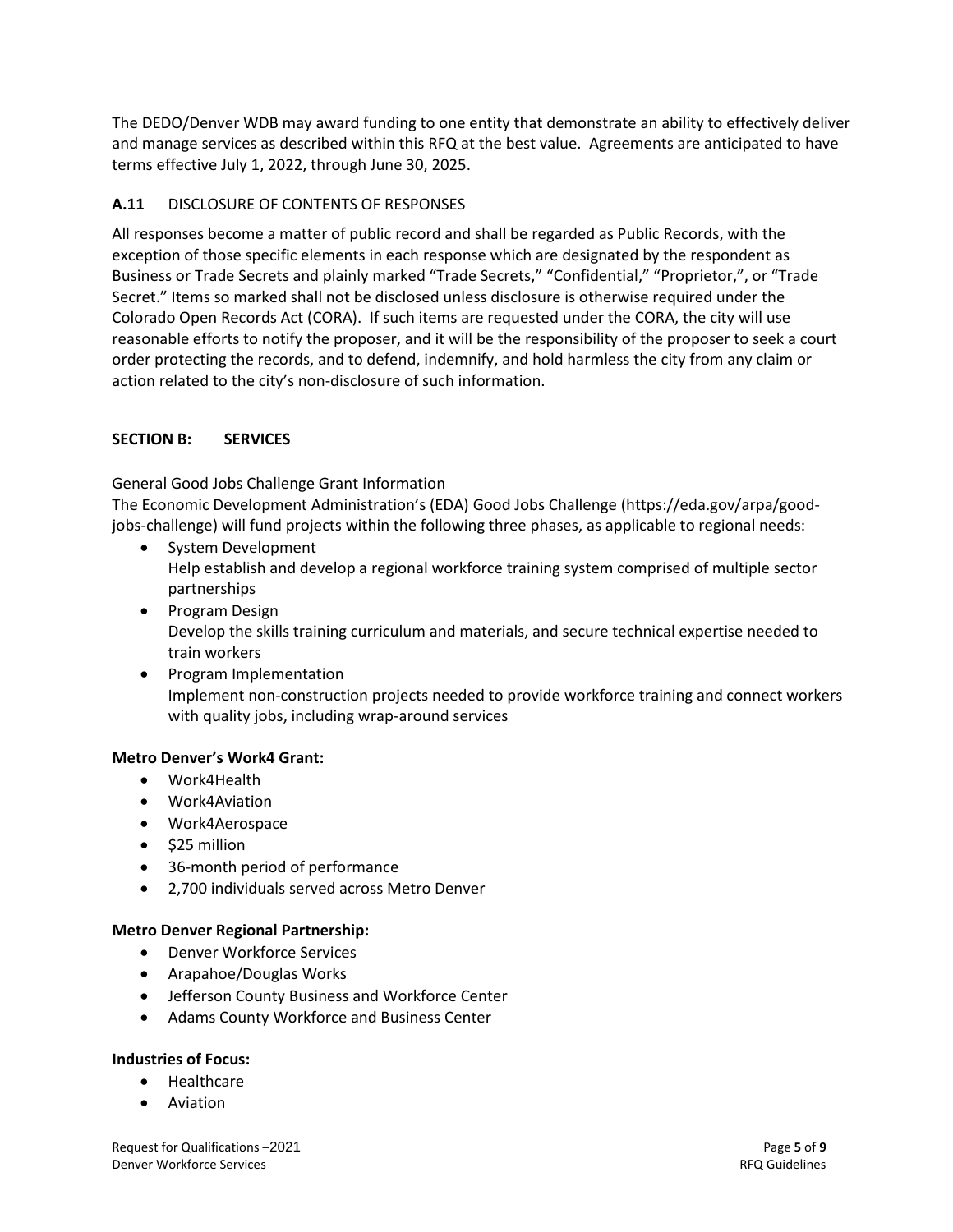The DEDO/Denver WDB may award funding to one entity that demonstrate an ability to effectively deliver and manage services as described within this RFQ at the best value. Agreements are anticipated to have terms effective July 1, 2022, through June 30, 2025.

### A.11 DISCLOSURE OF CONTENTS OF RESPONSES

All responses become a matter of public record and shall be regarded as Public Records, with the exception of those specific elements in each response which are designated by the respondent as Business or Trade Secrets and plainly marked "Trade Secrets," "Confidential," "Proprietor,", or "Trade Secret." Items so marked shall not be disclosed unless disclosure is otherwise required under the Colorado Open Records Act (CORA). If such items are requested under the CORA, the city will use reasonable efforts to notify the proposer, and it will be the responsibility of the proposer to seek a court order protecting the records, and to defend, indemnify, and hold harmless the city from any claim or action related to the city's non-disclosure of such information.

## SECTION B: SERVICES

General Good Jobs Challenge Grant Information
The Economic Development Administration's (EDA) Good Jobs Challenge (https://eda.gov/arpa/good-jobs-challenge) will fund projects within the following three phases, as applicable to regional needs:

- System Development
  Help establish and develop a regional workforce training system comprised of multiple sector partnerships
- Program Design
  Develop the skills training curriculum and materials, and secure technical expertise needed to train workers
- Program Implementation
  Implement non-construction projects needed to provide workforce training and connect workers with quality jobs, including wrap-around services

**Metro Denver's Work4 Grant:**

- Work4Health
- Work4Aviation
- Work4Aerospace
- $25 million
- 36-month period of performance
- 2,700 individuals served across Metro Denver

**Metro Denver Regional Partnership:**

- Denver Workforce Services
- Arapahoe/Douglas Works
- Jefferson County Business and Workforce Center
- Adams County Workforce and Business Center

**Industries of Focus:**

- Healthcare
- Aviation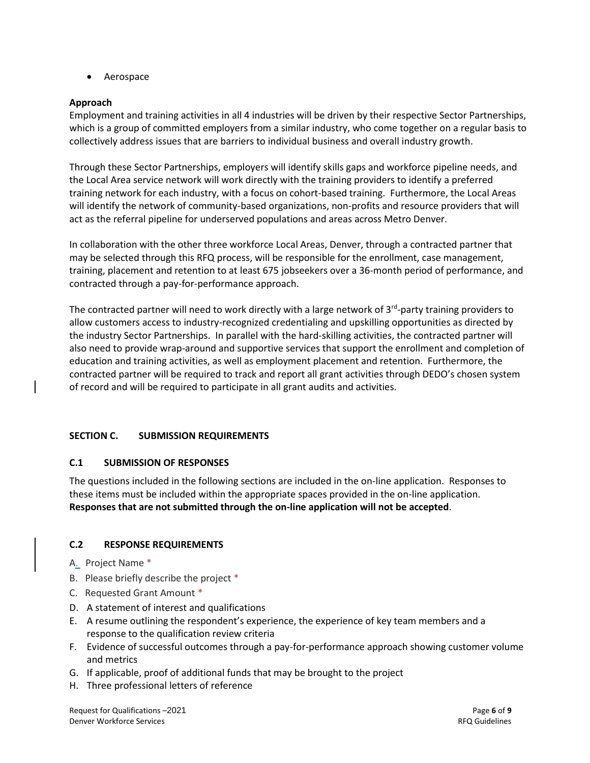- Aerospace

**Approach**

Employment and training activities in all 4 industries will be driven by their respective Sector Partnerships, which is a group of committed employers from a similar industry, who come together on a regular basis to collectively address issues that are barriers to individual business and overall industry growth.

Through these Sector Partnerships, employers will identify skills gaps and workforce pipeline needs, and the Local Area service network will work directly with the training providers to identify a preferred training network for each industry, with a focus on cohort-based training. Furthermore, the Local Areas will identify the network of community-based organizations, non-profits and resource providers that will act as the referral pipeline for underserved populations and areas across Metro Denver.

In collaboration with the other three workforce Local Areas, Denver, through a contracted partner that may be selected through this RFQ process, will be responsible for the enrollment, case management, training, placement and retention to at least 675 jobseekers over a 36-month period of performance, and contracted through a pay-for-performance approach.

The contracted partner will need to work directly with a large network of 3rd-party training providers to allow customers access to industry-recognized credentialing and upskilling opportunities as directed by the industry Sector Partnerships. In parallel with the hard-skilling activities, the contracted partner will also need to provide wrap-around and supportive services that support the enrollment and completion of education and training activities, as well as employment placement and retention. Furthermore, the contracted partner will be required to track and report all grant activities through DEDO's chosen system of record and will be required to participate in all grant audits and activities.

## SECTION C. SUBMISSION REQUIREMENTS

### C.1 SUBMISSION OF RESPONSES

The questions included in the following sections are included in the on-line application. Responses to these items must be included within the appropriate spaces provided in the on-line application. **Responses that are not submitted through the on-line application will not be accepted**.

### C.2 RESPONSE REQUIREMENTS

A. Project Name *
B. Please briefly describe the project *
C. Requested Grant Amount *
D. A statement of interest and qualifications
E. A resume outlining the respondent's experience, the experience of key team members and a response to the qualification review criteria
F. Evidence of successful outcomes through a pay-for-performance approach showing customer volume and metrics
G. If applicable, proof of additional funds that may be brought to the project
H. Three professional letters of reference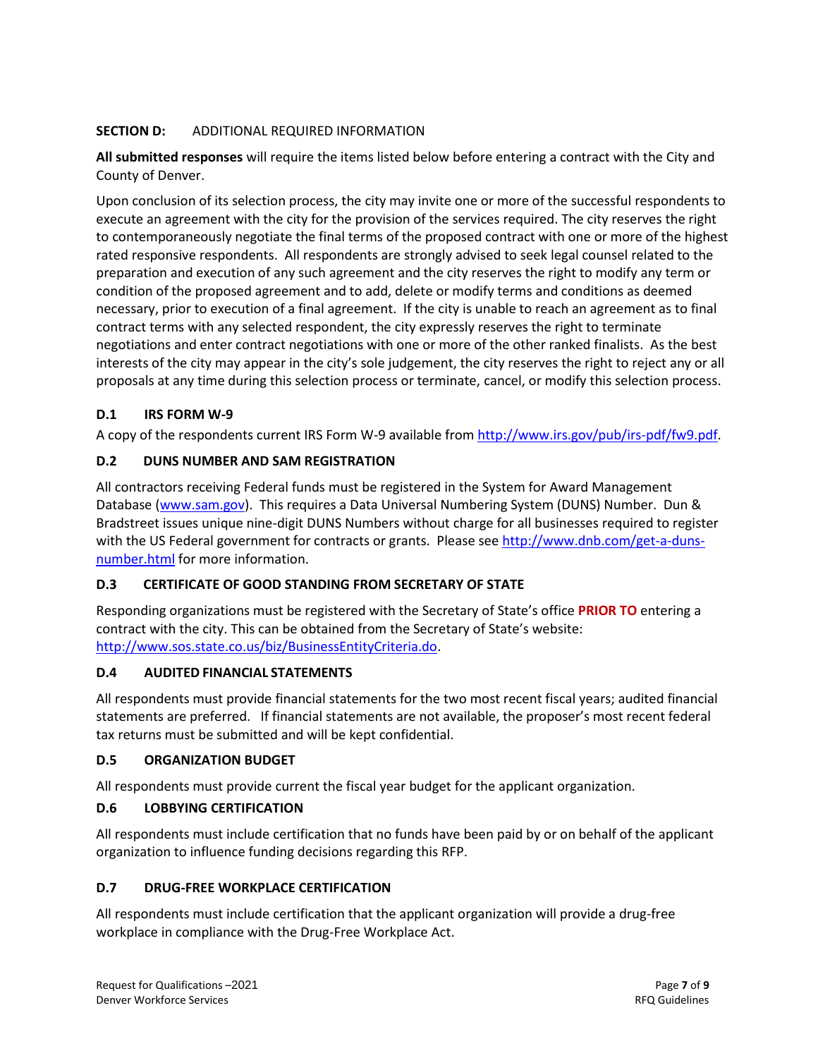**SECTION D:** ADDITIONAL REQUIRED INFORMATION

**All submitted responses** will require the items listed below before entering a contract with the City and County of Denver.

Upon conclusion of its selection process, the city may invite one or more of the successful respondents to execute an agreement with the city for the provision of the services required. The city reserves the right to contemporaneously negotiate the final terms of the proposed contract with one or more of the highest rated responsive respondents. All respondents are strongly advised to seek legal counsel related to the preparation and execution of any such agreement and the city reserves the right to modify any term or condition of the proposed agreement and to add, delete or modify terms and conditions as deemed necessary, prior to execution of a final agreement. If the city is unable to reach an agreement as to final contract terms with any selected respondent, the city expressly reserves the right to terminate negotiations and enter contract negotiations with one or more of the other ranked finalists. As the best interests of the city may appear in the city's sole judgement, the city reserves the right to reject any or all proposals at any time during this selection process or terminate, cancel, or modify this selection process.

### D.1 IRS FORM W-9

A copy of the respondents current IRS Form W-9 available from http://www.irs.gov/pub/irs-pdf/fw9.pdf.

### D.2 DUNS NUMBER AND SAM REGISTRATION

All contractors receiving Federal funds must be registered in the System for Award Management Database (www.sam.gov). This requires a Data Universal Numbering System (DUNS) Number. Dun & Bradstreet issues unique nine-digit DUNS Numbers without charge for all businesses required to register with the US Federal government for contracts or grants. Please see http://www.dnb.com/get-a-duns-number.html for more information.

### D.3 CERTIFICATE OF GOOD STANDING FROM SECRETARY OF STATE

Responding organizations must be registered with the Secretary of State's office **PRIOR TO** entering a contract with the city. This can be obtained from the Secretary of State's website: http://www.sos.state.co.us/biz/BusinessEntityCriteria.do.

### D.4 AUDITED FINANCIAL STATEMENTS

All respondents must provide financial statements for the two most recent fiscal years; audited financial statements are preferred. If financial statements are not available, the proposer's most recent federal tax returns must be submitted and will be kept confidential.

### D.5 ORGANIZATION BUDGET

All respondents must provide current the fiscal year budget for the applicant organization.

### D.6 LOBBYING CERTIFICATION

All respondents must include certification that no funds have been paid by or on behalf of the applicant organization to influence funding decisions regarding this RFP.

### D.7 DRUG-FREE WORKPLACE CERTIFICATION

All respondents must include certification that the applicant organization will provide a drug-free workplace in compliance with the Drug-Free Workplace Act.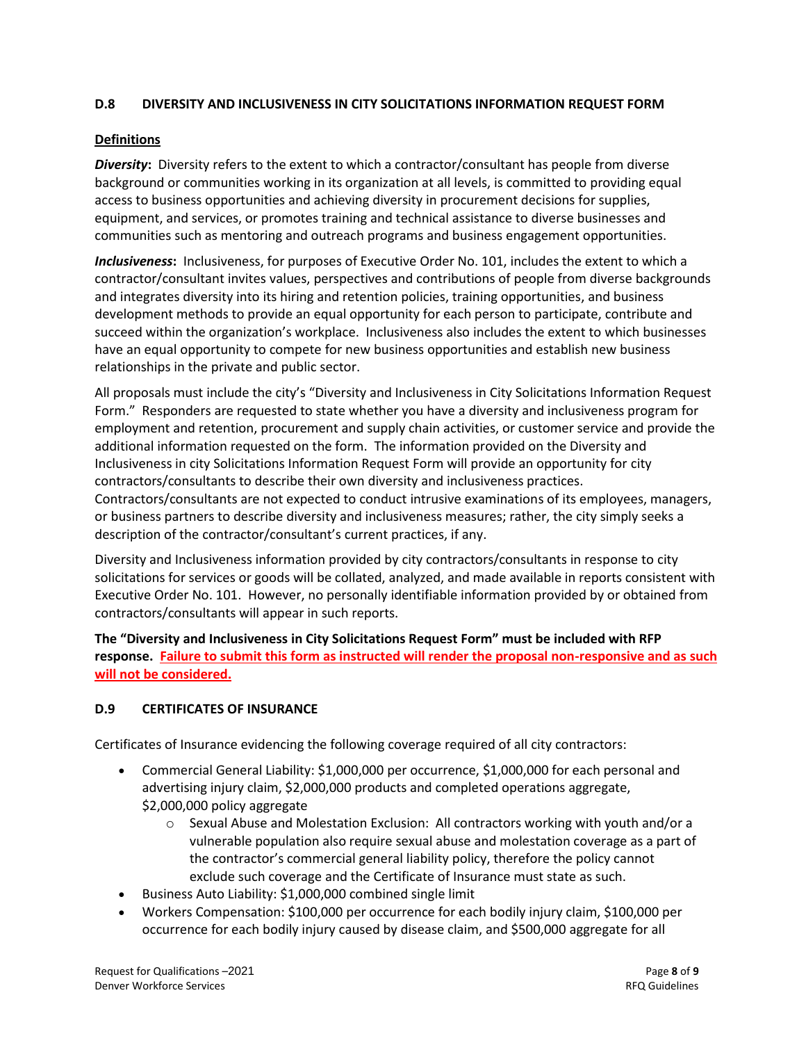## D.8 DIVERSITY AND INCLUSIVENESS IN CITY SOLICITATIONS INFORMATION REQUEST FORM

**Definitions**

***Diversity*:** Diversity refers to the extent to which a contractor/consultant has people from diverse background or communities working in its organization at all levels, is committed to providing equal access to business opportunities and achieving diversity in procurement decisions for supplies, equipment, and services, or promotes training and technical assistance to diverse businesses and communities such as mentoring and outreach programs and business engagement opportunities.

***Inclusiveness*:** Inclusiveness, for purposes of Executive Order No. 101, includes the extent to which a contractor/consultant invites values, perspectives and contributions of people from diverse backgrounds and integrates diversity into its hiring and retention policies, training opportunities, and business development methods to provide an equal opportunity for each person to participate, contribute and succeed within the organization's workplace. Inclusiveness also includes the extent to which businesses have an equal opportunity to compete for new business opportunities and establish new business relationships in the private and public sector.

All proposals must include the city's "Diversity and Inclusiveness in City Solicitations Information Request Form." Responders are requested to state whether you have a diversity and inclusiveness program for employment and retention, procurement and supply chain activities, or customer service and provide the additional information requested on the form. The information provided on the Diversity and Inclusiveness in city Solicitations Information Request Form will provide an opportunity for city contractors/consultants to describe their own diversity and inclusiveness practices. Contractors/consultants are not expected to conduct intrusive examinations of its employees, managers, or business partners to describe diversity and inclusiveness measures; rather, the city simply seeks a description of the contractor/consultant's current practices, if any.

Diversity and Inclusiveness information provided by city contractors/consultants in response to city solicitations for services or goods will be collated, analyzed, and made available in reports consistent with Executive Order No. 101. However, no personally identifiable information provided by or obtained from contractors/consultants will appear in such reports.

**The "Diversity and Inclusiveness in City Solicitations Request Form" must be included with RFP response. Failure to submit this form as instructed will render the proposal non-responsive and as such will not be considered.**

## D.9 CERTIFICATES OF INSURANCE

Certificates of Insurance evidencing the following coverage required of all city contractors:

- Commercial General Liability: $1,000,000 per occurrence, $1,000,000 for each personal and advertising injury claim, $2,000,000 products and completed operations aggregate, $2,000,000 policy aggregate
    - Sexual Abuse and Molestation Exclusion: All contractors working with youth and/or a vulnerable population also require sexual abuse and molestation coverage as a part of the contractor's commercial general liability policy, therefore the policy cannot exclude such coverage and the Certificate of Insurance must state as such.
- Business Auto Liability: $1,000,000 combined single limit
- Workers Compensation: $100,000 per occurrence for each bodily injury claim, $100,000 per occurrence for each bodily injury caused by disease claim, and $500,000 aggregate for all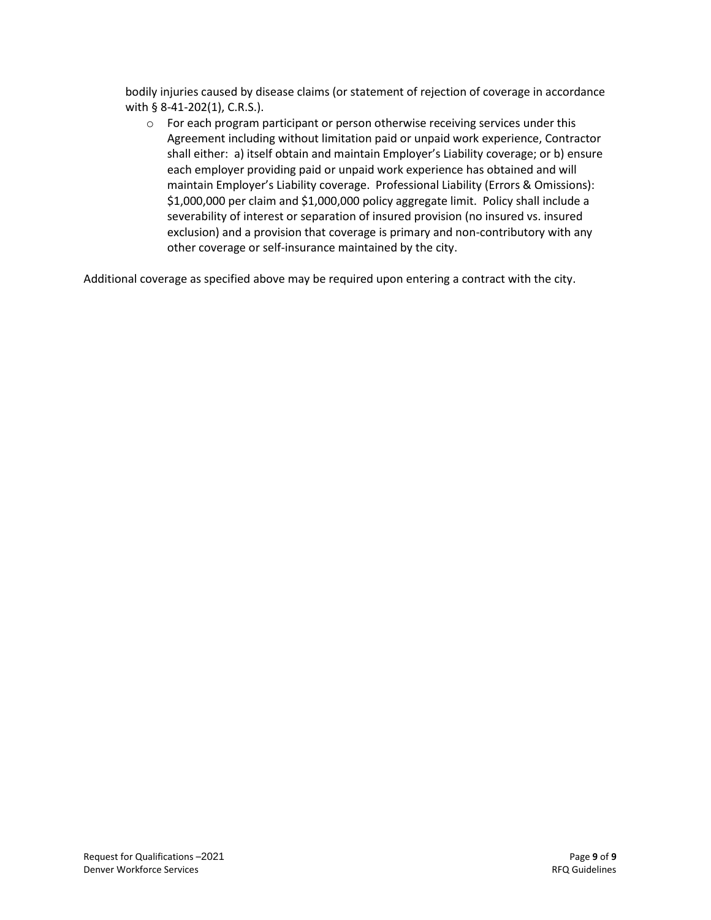bodily injuries caused by disease claims (or statement of rejection of coverage in accordance with § 8-41-202(1), C.R.S.).

- For each program participant or person otherwise receiving services under this Agreement including without limitation paid or unpaid work experience, Contractor shall either: a) itself obtain and maintain Employer's Liability coverage; or b) ensure each employer providing paid or unpaid work experience has obtained and will maintain Employer's Liability coverage. Professional Liability (Errors & Omissions): $1,000,000 per claim and $1,000,000 policy aggregate limit. Policy shall include a severability of interest or separation of insured provision (no insured vs. insured exclusion) and a provision that coverage is primary and non-contributory with any other coverage or self-insurance maintained by the city.

Additional coverage as specified above may be required upon entering a contract with the city.